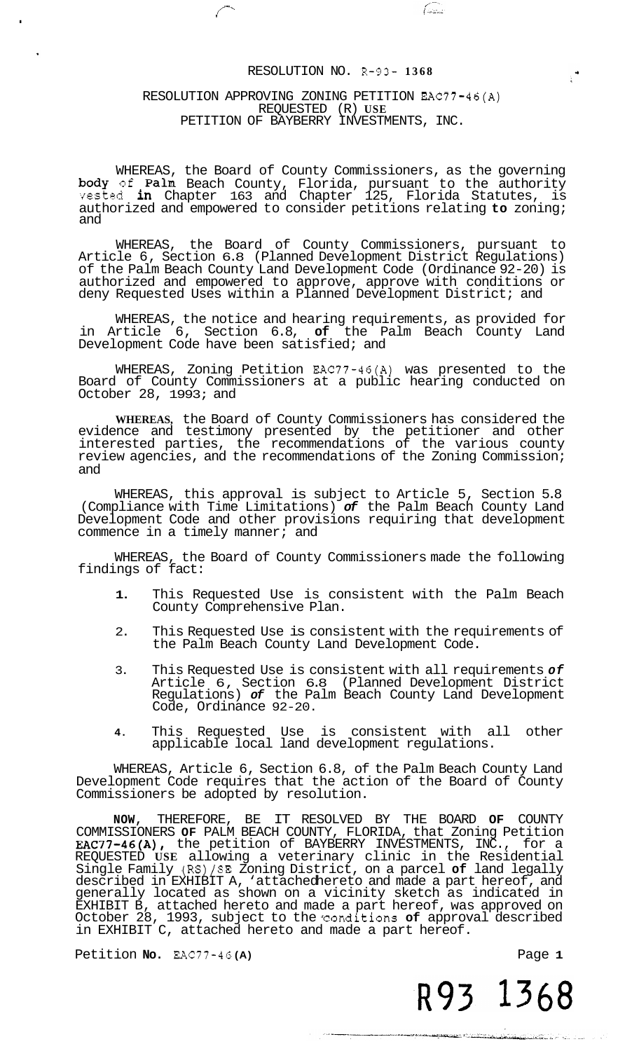RESOLUTION NO. R-93- 1368

RESOLUTION APPROVING ZONING PETITION EAC77-46(A)
REQUESTED (R) USE
PETITION OF BAYBERRY INVESTMENTS, INC.

WHEREAS, the Board of County Commissioners, as the governing body of Palm Beach County, Florida, pursuant to the authority vested in Chapter 163 and Chapter 125, Florida Statutes, is authorized and empowered to consider petitions relating to zoning; and

WHEREAS, the Board of County Commissioners, pursuant to Article 6, Section 6.8 (Planned Development District Regulations) of the Palm Beach County Land Development Code (Ordinance 92-20) is authorized and empowered to approve, approve with conditions or deny Requested Uses within a Planned Development District; and

WHEREAS, the notice and hearing requirements, as provided for in Article 6, Section 6.8, of the Palm Beach County Land Development Code have been satisfied; and

WHEREAS, Zoning Petition EAC77-46(A) was presented to the Board of County Commissioners at a public hearing conducted on October 28, 1993; and

WHEREAS, the Board of County Commissioners has considered the evidence and testimony presented by the petitioner and other interested parties, the recommendations of the various county review agencies, and the recommendations of the Zoning Commission; and

WHEREAS, this approval is subject to Article 5, Section 5.8 (Compliance with Time Limitations) of the Palm Beach County Land Development Code and other provisions requiring that development commence in a timely manner; and

WHEREAS, the Board of County Commissioners made the following findings of fact:

1. This Requested Use is consistent with the Palm Beach County Comprehensive Plan.
2. This Requested Use is consistent with the requirements of the Palm Beach County Land Development Code.
3. This Requested Use is consistent with all requirements of Article 6, Section 6.8 (Planned Development District Regulations) of the Palm Beach County Land Development Code, Ordinance 92-20.
4. This Requested Use is consistent with all other applicable local land development regulations.

WHEREAS, Article 6, Section 6.8, of the Palm Beach County Land Development Code requires that the action of the Board of County Commissioners be adopted by resolution.

NOW, THEREFORE, BE IT RESOLVED BY THE BOARD OF COUNTY COMMISSIONERS OF PALM BEACH COUNTY, FLORIDA, that Zoning Petition EAC77-46(A), the petition of BAYBERRY INVESTMENTS, INC., for a REQUESTED USE allowing a veterinary clinic in the Residential Single Family (RS)/SE Zoning District, on a parcel of land legally described in EXHIBIT A, 'attached hereto and made a part hereof, and generally located as shown on a vicinity sketch as indicated in EXHIBIT B, attached hereto and made a part hereof, was approved on October 28, 1993, subject to the conditions of approval described in EXHIBIT C, attached hereto and made a part hereof.

Petition No. EAC77-46(A)

R93 1368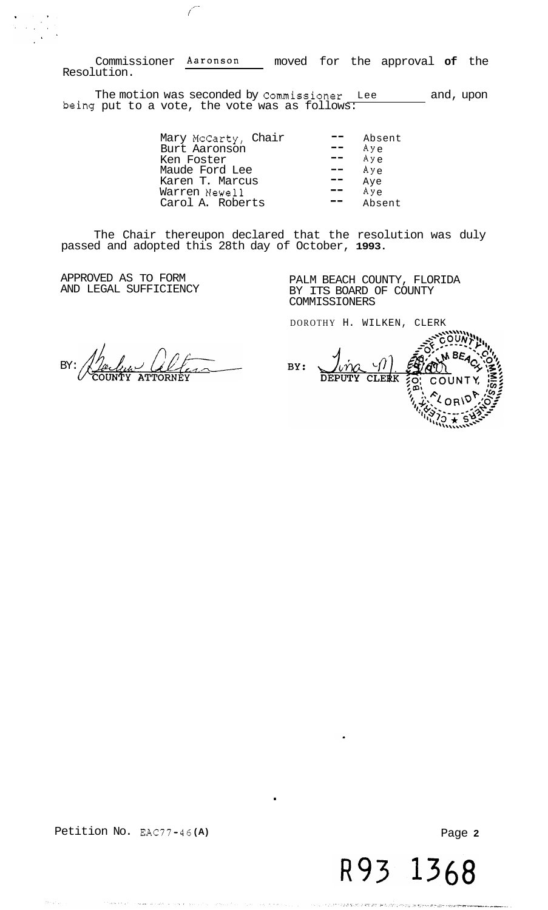Commissioner Aaronson moved for the approval of the Resolution.

The motion was seconded by Commissioner Lee and, upon being put to a vote, the vote was as follows:

| | | |
|---|---|---|
| Mary McCarty, Chair | -- | Absent |
| Burt Aaronson | -- | Aye |
| Ken Foster | -- | Aye |
| Maude Ford Lee | -- | Aye |
| Karen T. Marcus | -- | Aye |
| Warren Newell | -- | Aye |
| Carol A. Roberts | -- | Absent |

The Chair thereupon declared that the resolution was duly passed and adopted this 28th day of October, 1993.

APPROVED AS TO FORM AND LEGAL SUFFICIENCY

BY: COUNTY ATTORNEY

PALM BEACH COUNTY, FLORIDA BY ITS BOARD OF COUNTY COMMISSIONERS

DOROTHY H. WILKEN, CLERK

BY: DEPUTY CLERK

Petition No. EAC77-46(A)

R93 1368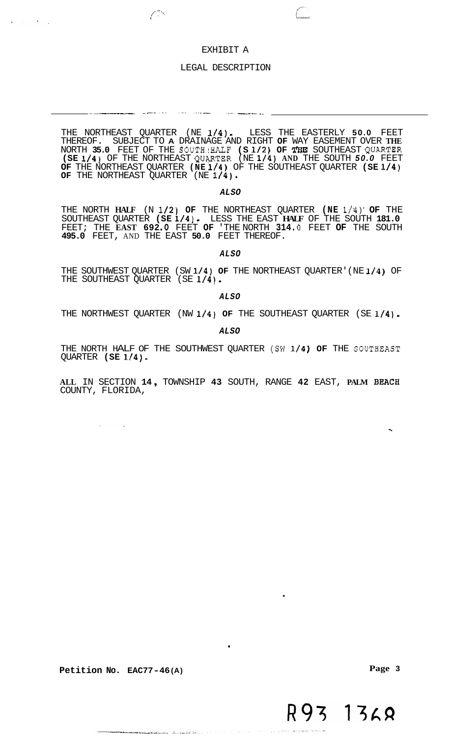# EXHIBIT A

## LEGAL DESCRIPTION

---

THE NORTHEAST QUARTER (NE 1/4). LESS THE EASTERLY 50.0 FEET THEREOF. SUBJECT TO A DRAINAGE AND RIGHT OF WAY EASEMENT OVER THE NORTH 35.0 FEET OF THE SOUTH HALF (S 1/2) OF THE SOUTHEAST QUARTER (SE 1/4) OF THE NORTHEAST QUARTER (NE 1/4) AND THE SOUTH 50.0 FEET OF THE NORTHEAST QUARTER (NE 1/4) OF THE SOUTHEAST QUARTER (SE 1/4) OF THE NORTHEAST QUARTER (NE 1/4).

***ALSO***

THE NORTH HALF (N 1/2) OF THE NORTHEAST QUARTER (NE 1/4) OF THE SOUTHEAST QUARTER (SE 1/4). LESS THE EAST HALF OF THE SOUTH 181.0 FEET; THE EAST 692.0 FEET OF THE NORTH 314.0 FEET OF THE SOUTH 495.0 FEET, AND THE EAST 50.0 FEET THEREOF.

***ALSO***

THE SOUTHWEST QUARTER (SW 1/4) OF THE NORTHEAST QUARTER (NE 1/4) OF THE SOUTHEAST QUARTER (SE 1/4).

***ALSO***

THE NORTHWEST QUARTER (NW 1/4) OF THE SOUTHEAST QUARTER (SE 1/4).

***ALSO***

THE NORTH HALF OF THE SOUTHWEST QUARTER (SW 1/4) OF THE SOUTHEAST QUARTER (SE 1/4).

ALL IN SECTION 14, TOWNSHIP 43 SOUTH, RANGE 42 EAST, PALM BEACH COUNTY, FLORIDA,

**Petition No. EAC77-46(A)**

R93 1368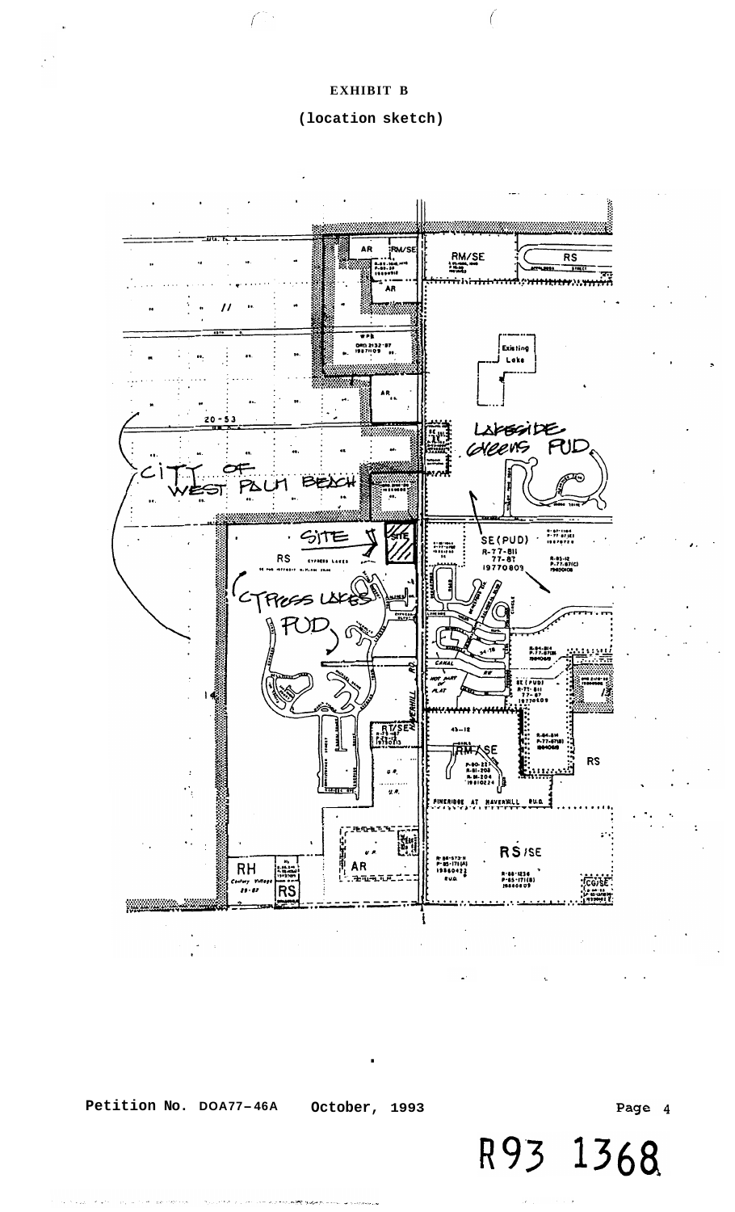**EXHIBIT B**

**(location sketch)**

LAKESIDE GREENS PUD

CITY OF WEST PALM BEACH

SITE

CYPRESS LAKES PUD

SE (PUD)
R-77-811
77-87
19770809

RS

RM/SE

AR

RT/SE

RH

RS/SE

CG/SE

HAVERHILL RD

PINERIDGE AT HAVERHILL PUD

Existing Lake

20-53

**Petition No.** DOA77-46A **October, 1993**

R93 1368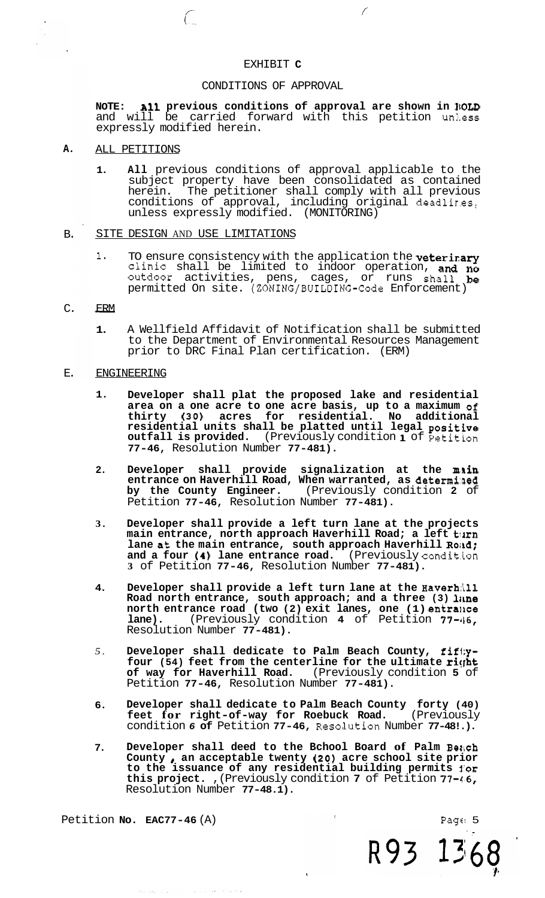EXHIBIT **C**

CONDITIONS OF APPROVAL

**NOTE: All previous conditions of approval are shown in BOLD** and will be carried forward with this petition unless expressly modified herein.

**A.** ALL PETITIONS

1. **All** previous conditions of approval applicable to the subject property have been consolidated as contained herein. The petitioner shall comply with all previous conditions of approval, including original deadlines, unless expressly modified. (MONITORING)

B. SITE DESIGN AND USE LIMITATIONS

1. TO ensure consistency with the application the **veterinary** clinic shall be limited to indoor operation, **and no** outdoor activities, pens, cages, or runs shall **be** permitted On site. (ZONING/BUILDING-Code Enforcement)

C. ERM

1. A Wellfield Affidavit of Notification shall be submitted to the Department of Environmental Resources Management prior to DRC Final Plan certification. (ERM)

E. ENGINEERING

1. **Developer shall plat the proposed lake and residential area on a one acre to one acre basis, up to a maximum of thirty (30) acres for residential. No additional residential units shall be platted until legal positive outfall is provided.** (Previously condition **1** of Petition **77-46,** Resolution Number **77-481).**

2. **Developer shall provide signalization at the main entrance on Haverhill Road, When warranted, as determined by the County Engineer.** (Previously condition **2** of Petition **77-46**, Resolution Number **77-481).**

3. **Developer shall provide a left turn lane at the projects main entrance, north approach Haverhill Road; a left turn lane at the main entrance, south approach Haverhill Road; and a four (4) lane entrance road.** (Previously condition **3** of Petition **77-46,** Resolution Number **77-481).**

4. **Developer shall provide a left turn lane at the Haverhill Road north entrance, south approach; and a three (3) lane north entrance road (two (2) exit lanes, one (1) entrance lane).** (Previously condition **4** of Petition **77-46,** Resolution Number **77-481).**

5. **Developer shall dedicate to Palm Beach County, fifty-four (54) feet from the centerline for the ultimate right of way for Haverhill Road.** (Previously condition **5** of Petition **77-46,** Resolution Number **77-481).**

6. **Developer shall dedicate to Palm Beach County forty (40) feet for right-of-way for Roebuck Road.** (Previously condition *6* **of** Petition **77-46,** Resolution Number **77-48!.).**

7. **Developer shall deed to the Bchool Board of Palm Beach County, an acceptable twenty (20) acre school site prior to the issuance of any residential building permits for this project.** ,(Previously condition **7** of Petition **77-46,** Resolution Number **77-48.1**).

Petition **No. EAC77-46** (A)

R93 1368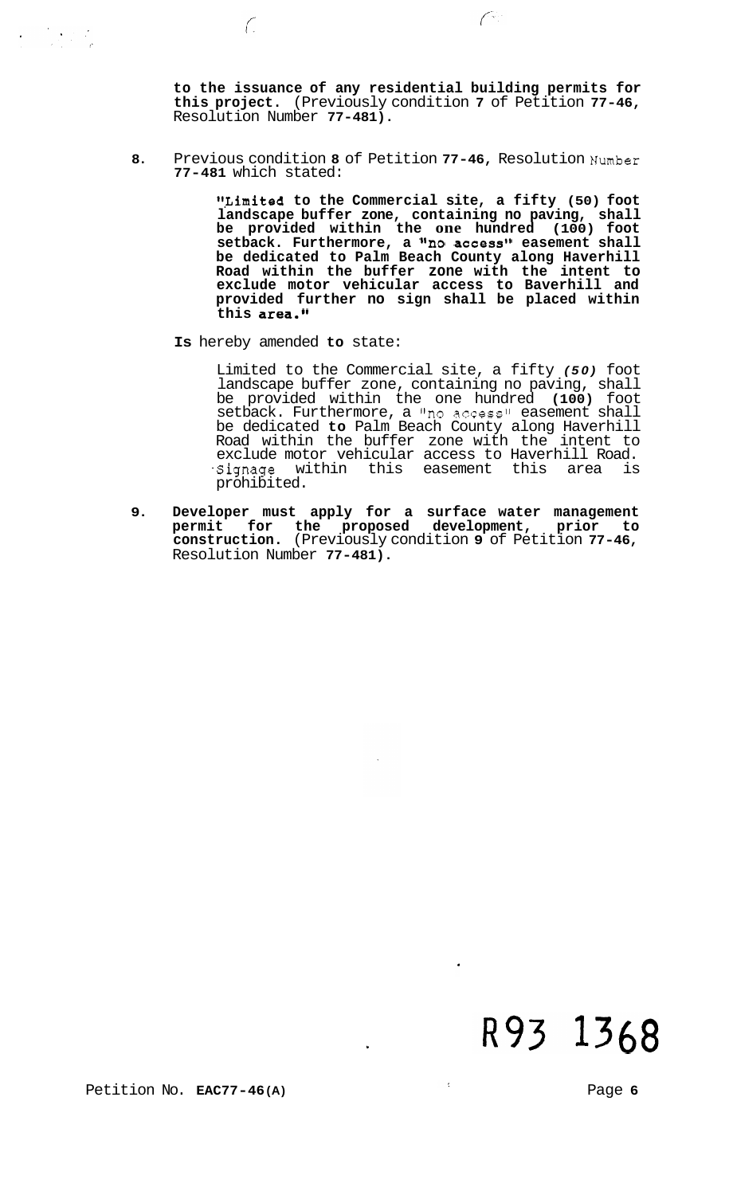**to the issuance of any residential building permits for this project.** (Previously condition **7** of Petition **77-46**, Resolution Number **77-481**).

**8.** Previous condition **8** of Petition **77-46**, Resolution Number **77-481** which stated:

> **"Limited to the Commercial site, a fifty (50) foot landscape buffer zone, containing no paving, shall be provided within the one hundred (100) foot setback. Furthermore, a "no access" easement shall be dedicated to Palm Beach County along Haverhill Road within the buffer zone with the intent to exclude motor vehicular access to Baverhill and provided further no sign shall be placed within this area."**

**Is** hereby amended **to** state:

> Limited to the Commercial site, a fifty ***(50)*** foot landscape buffer zone, containing no paving, shall be provided within the one hundred **(100)** foot setback. Furthermore, a "no access" easement shall be dedicated **to** Palm Beach County along Haverhill Road within the buffer zone with the intent to exclude motor vehicular access to Haverhill Road. Signage within this easement this area is prohibited.

**9. Developer must apply for a surface water management permit for the proposed development, prior to construction.** (Previously condition **9** of Petition **77-46**, Resolution Number **77-481**).

R93 1368

Petition No. **EAC77-46(A)**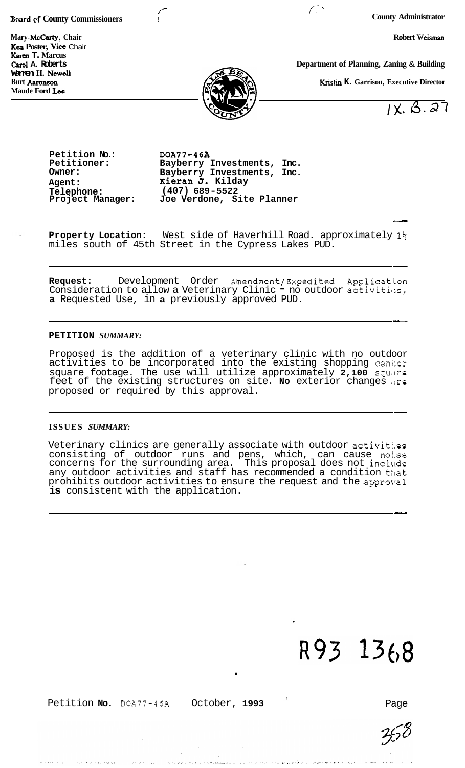Board of County Commissioners

Mary McCarty, Chair
Ken Foster, Vice Chair
Karen T. Marcus
Carol A. Roberts
Warren H. Newell
Burt Aaronson
Maude Ford Lee

County Administrator

Robert Weisman

Department of Planning, Zoning & Building

Kristin K. Garrison, Executive Director

IX. B. 27

| | |
|---|---|
| **Petition No.:** | **DOA77-46A** |
| **Petitioner:** | **Bayberry Investments, Inc.** |
| **Owner:** | **Bayberry Investments, Inc.** |
| **Agent:** | **Kieran J. Kilday** |
| **Telephone:** | **(407) 689-5522** |
| **Project Manager:** | **Joe Verdone, Site Planner** |

---

**Property Location:** West side of Haverhill Road. approximately 1½ miles south of 45th Street in the Cypress Lakes PUD.

---

**Request:** Development Order Amendment/Expedited Application Consideration to allow a Veterinary Clinic - no outdoor activities, **a** Requested Use, in **a** previously approved PUD.

---

**PETITION** *SUMMARY:*

Proposed is the addition of a veterinary clinic with no outdoor activities to be incorporated into the existing shopping center square footage. The use will utilize approximately **2,100** square feet of the existing structures on site. **No** exterior changes are proposed or required by this approval.

---

**ISSUES** *SUMMARY:*

Veterinary clinics are generally associate with outdoor activities consisting of outdoor runs and pens, which, can cause noise concerns for the surrounding area. This proposal does not include any outdoor activities and staff has recommended a condition that prohibits outdoor activities to ensure the request and the approval **is** consistent with the application.

---

R93 1368

Petition **No.** DOA77-46A October, **1993**

358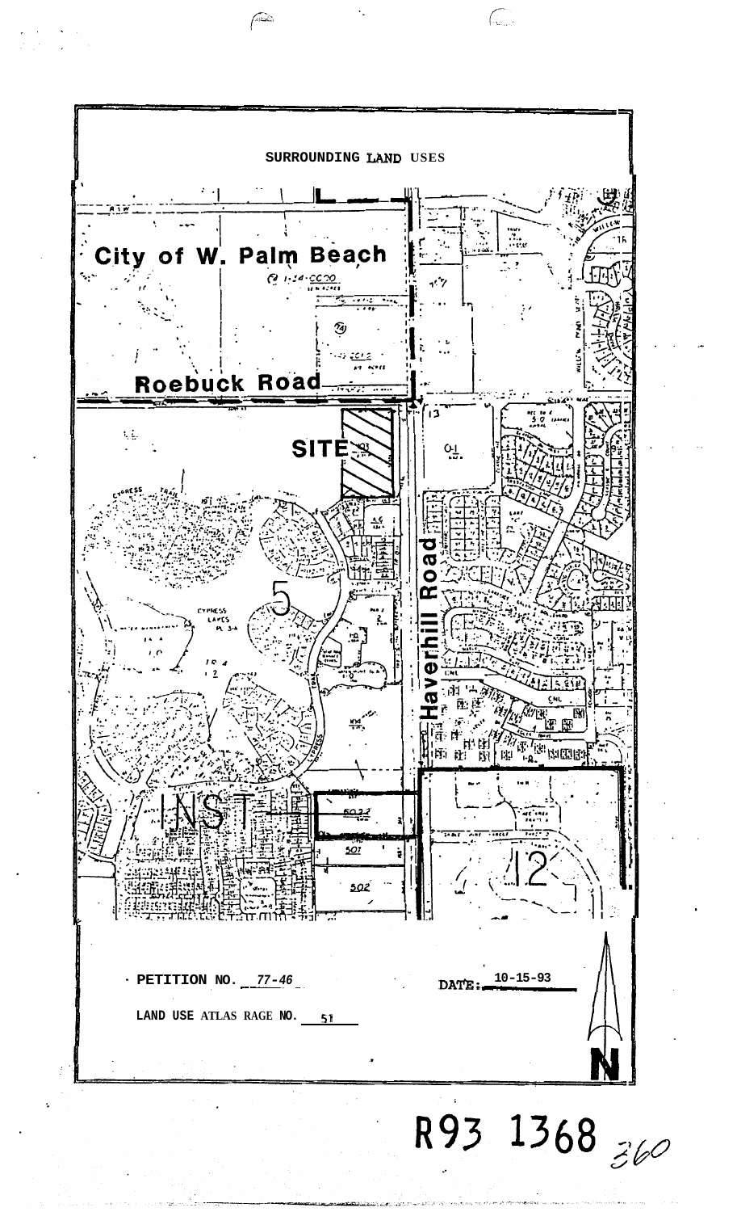## SURROUNDING LAND USES

City of W. Palm Beach

Roebuck Road

SITE

Haverhill Road

5

INST

12

PETITION NO. 77-46

DATE: 10-15-93

LAND USE ATLAS RAGE NO. 51

N

R93 1368 360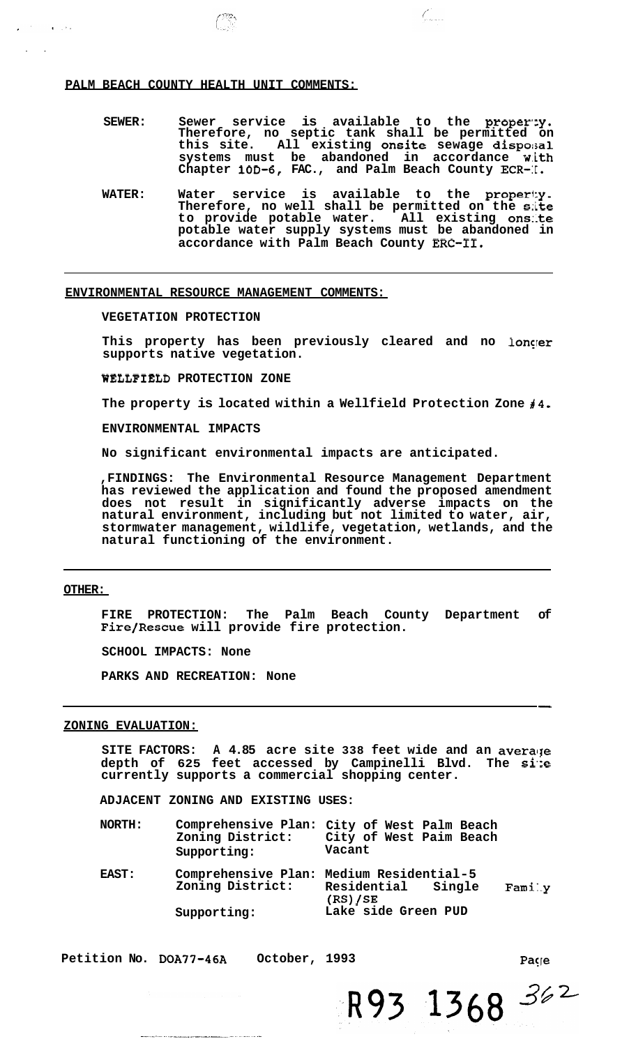**PALM BEACH COUNTY HEALTH UNIT COMMENTS:**

**SEWER:** Sewer service is available to the property. Therefore, no septic tank shall be permitted on this site. All existing onsite sewage disposal systems must be abandoned in accordance with Chapter 10D-6, FAC., and Palm Beach County ECR-I.

**WATER:** Water service is available to the property. Therefore, no well shall be permitted on the site to provide potable water. All existing onsite potable water supply systems must be abandoned in accordance with Palm Beach County ERC-II.

---

**ENVIRONMENTAL RESOURCE MANAGEMENT COMMENTS:**

**VEGETATION PROTECTION**

This property has been previously cleared and no longer supports native vegetation.

**WELLFIELD PROTECTION ZONE**

The property is located within a Wellfield Protection Zone #4.

**ENVIRONMENTAL IMPACTS**

No significant environmental impacts are anticipated.

**FINDINGS:** The Environmental Resource Management Department has reviewed the application and found the proposed amendment does not result in significantly adverse impacts on the natural environment, including but not limited to water, air, stormwater management, wildlife, vegetation, wetlands, and the natural functioning of the environment.

---

**OTHER:**

**FIRE PROTECTION:** The Palm Beach County Department of Fire/Rescue will provide fire protection.

**SCHOOL IMPACTS:** None

**PARKS AND RECREATION:** None

---

**ZONING EVALUATION:**

**SITE FACTORS:** A 4.85 acre site 338 feet wide and an average depth of 625 feet accessed by Campinelli Blvd. The site currently supports a commercial shopping center.

**ADJACENT ZONING AND EXISTING USES:**

**NORTH:**
- Comprehensive Plan: City of West Palm Beach
- Zoning District: City of West Palm Beach
- Supporting: Vacant

**EAST:**
- Comprehensive Plan: Medium Residential-5
- Zoning District: Residential Single Family (RS)/SE
- Supporting: Lake side Green PUD

Petition No. DOA77-46A October, 1993

R93 1368 362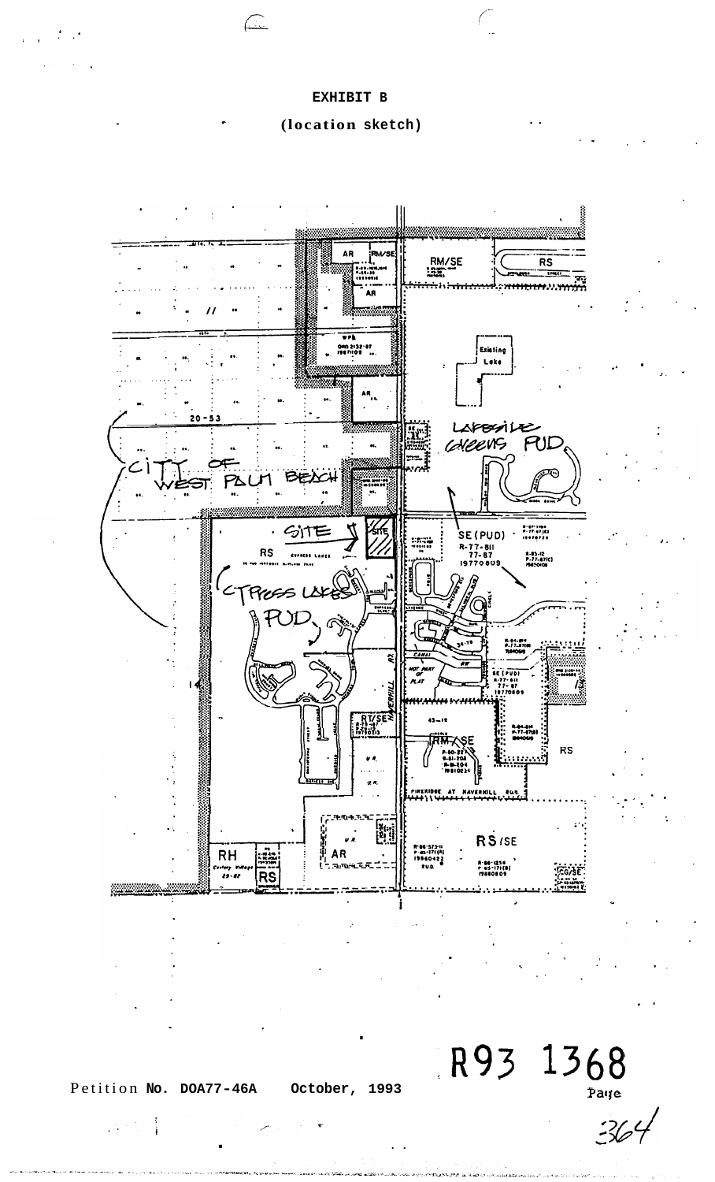# EXHIBIT B

**(location sketch)**

R93 1368

Petition No. DOA77-46A October, 1993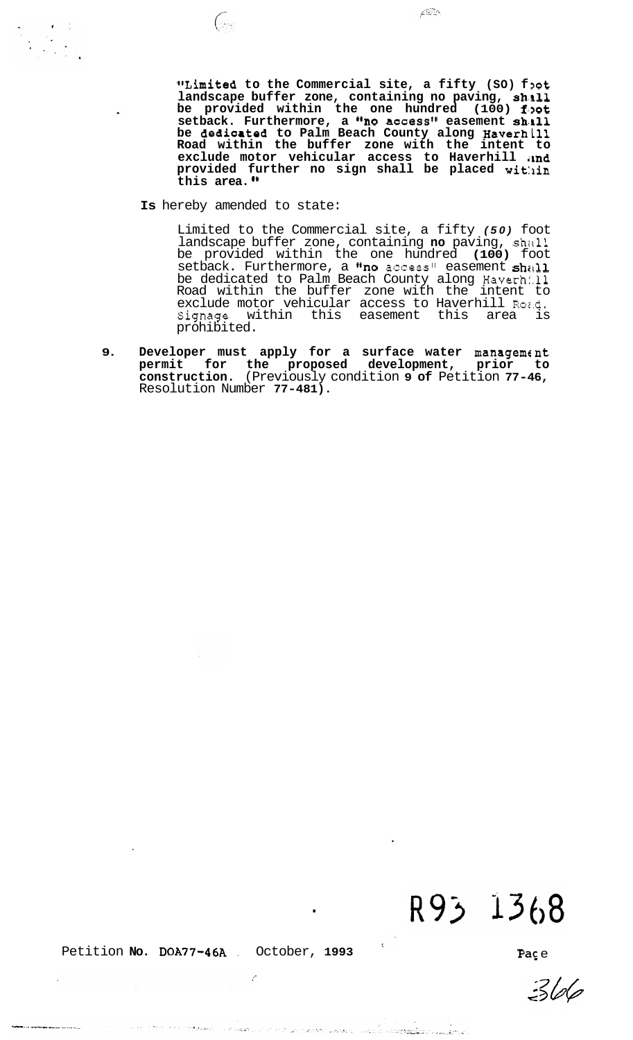**"Limited to the Commercial site, a fifty (SO) foot landscape buffer zone, containing no paving, shall be provided within the one hundred (100) foot setback. Furthermore, a "no access" easement shall be dedicated to Palm Beach County along Haverhill Road within the buffer zone with the intent to exclude motor vehicular access to Haverhill and provided further no sign shall be placed within this area."**

**Is** hereby amended to state:

> Limited to the Commercial site, a fifty ***(50)*** foot landscape buffer zone, containing **no** paving, shall be provided within the one hundred **(100)** foot setback. Furthermore, a **"no** access" easement **shall** be dedicated to Palm Beach County along Haverhill Road within the buffer zone with the intent to exclude motor vehicular access to Haverhill Road. Signage within this easement this area is prohibited.

**9. Developer must apply for a surface water management permit for the proposed development, prior to construction.** (Previously condition **9 of** Petition **77-46,** Resolution Number **77-481).**

R93 1368

Petition **No. DOA77-46A** October, **1993**

Page 366